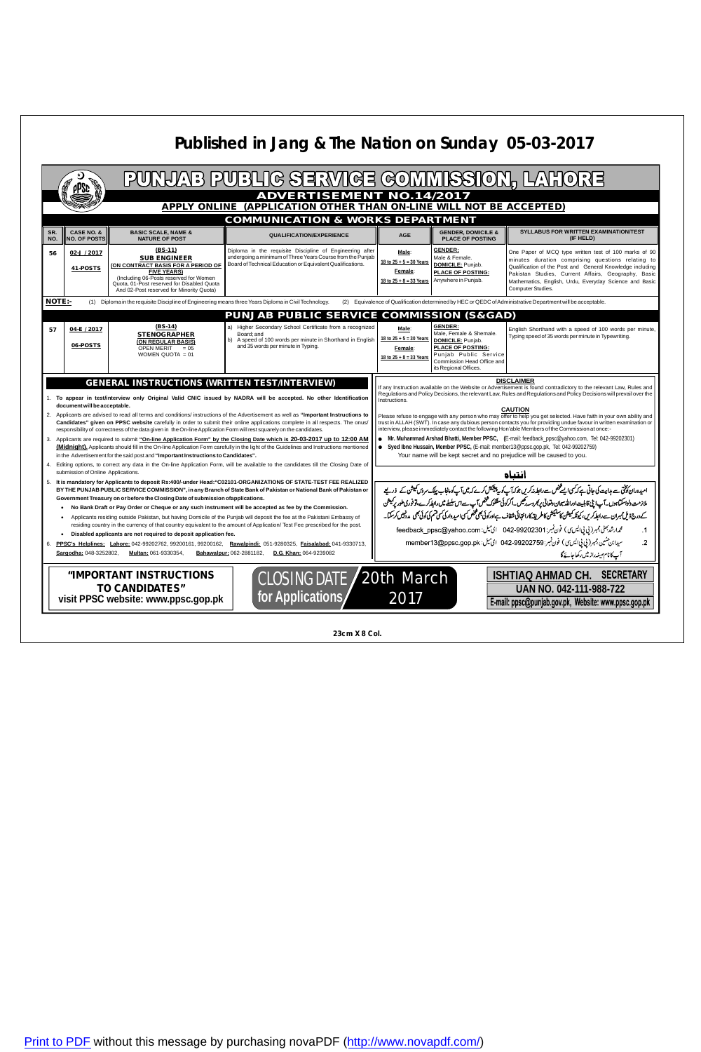# Published in Jang & The Nation on Sunday 05-03-2017

# PUNJAB PUBLIC SERVICE COMMISSION, LAHORE

## ADVERTISEMENT NO.14/2017

**APPLY ONLINE (APPLICATION OTHER THAN ON-LINE WILL NOT BE ACCEPTED)**

### COMMUNICATION & WORKS DEPARTMENT

| SR. NO. | CASE NO. & NO. OF POSTS | BASIC SCALE, NAME & NATURE OF POST | QUALIFICATION/EXPERIENCE | AGE | GENDER, DOMICILE & PLACE OF POSTING | SYLLABUS FOR WRITTEN EXAMINATION/TEST (IF HELD) |
|---|---|---|---|---|---|---|
| 56 | 02-J / 2017<br>41-POSTS | (BS-11)<br>**SUB ENGINEER**<br>(ON CONTRACT BASIS FOR A PERIOD OF FIVE YEARS)<br>(Including 06-Posts reserved for Women Quota, 01-Post reserved for Disabled Quota And 02-Post reserved for Minority Quota) | Diploma in the requisite Discipline of Engineering after undergoing a minimum of Three Years Course from the Punjab Board of Technical Education or Equivalent Qualifications. | Male:<br>18 to 25 + 5 = 30 Years<br>Female:<br>18 to 25 + 8 = 33 Years | GENDER:<br>Male & Female.<br>DOMICILE: Punjab.<br>PLACE OF POSTING:<br>Anywhere in Punjab. | One Paper of MCQ type written test of 100 marks of 90 minutes duration comprising questions relating to Qualification of the Post and General Knowledge including Pakistan Studies, Current Affairs, Geography, Basic Mathematics, English, Urdu, Everyday Science and Basic Computer Studies. |

**NOTE:-** (1) Diploma in the requisite Discipline of Engineering means three Years Diploma in Civil Technology. (2) Equivalence of Qualification determined by HEC or QEDC of Administrative Department will be acceptable.

### PUNJAB PUBLIC SERVICE COMMISSION (S&GAD)

| SR. NO. | CASE NO. & NO. OF POSTS | BASIC SCALE, NAME & NATURE OF POST | QUALIFICATION/EXPERIENCE | AGE | GENDER, DOMICILE & PLACE OF POSTING | SYLLABUS FOR WRITTEN EXAMINATION/TEST (IF HELD) |
|---|---|---|---|---|---|---|
| 57 | 04-E / 2017<br>06-POSTS | (BS-14)<br>**STENOGRAPHER**<br>(ON REGULAR BASIS)<br>OPEN MERIT = 05<br>WOMEN QUOTA = 01 | a) Higher Secondary School Certificate from a recognized Board; and<br>b) A speed of 100 words per minute in Shorthand in English and 35 words per minute in Typing. | Male:<br>18 to 25 + 5 = 30 Years<br>Female:<br>18 to 25 + 8 = 33 Years | GENDER:<br>Male, Female & Shemale.<br>DOMICILE: Punjab.<br>PLACE OF POSTING:<br>Punjab Public Service Commission Head Office and its Regional Offices. | English Shorthand with a speed of 100 words per minute, Typing speed of 35 words per minute in Typewriting. |

### GENERAL INSTRUCTIONS (WRITTEN TEST/INTERVIEW)

1. **To appear in test/interview only Original Valid CNIC issued by NADRA will be accepted. No other Identification document will be acceptable.**
2. Applicants are advised to read all terms and conditions/ instructions of the Advertisement as well as **"Important Instructions to Candidates" given on PPSC website** carefully in order to submit their online applications complete in all respects. The onus/ responsibility of correctness of the data given in the On-line Application Form will rest squarely on the candidates.
3. Applicants are required to submit **"On-line Application Form" by the Closing Date which is 20-03-2017 up to 12:00 AM (Midnight).** Applicants should fill in the On-line Application Form carefully in the light of the Guidelines and Instructions mentioned in the Advertisement for the said post and **"Important Instructions to Candidates".**
4. Editing options, to correct any data in the On-line Application Form, will be available to the candidates till the Closing Date of submission of Online Applications.
5. **It is mandatory for Applicants to deposit Rs:400/-under Head:"C02101-ORGANIZATIONS OF STATE-TEST FEE REALIZED BY THE PUNJAB PUBLIC SERVICE COMMISSION", in any Branch of State Bank of Pakistan or National Bank of Pakistan or Government Treasury on or before the Closing Date of submission of applications.**
   - **No Bank Draft or Pay Order or Cheque or any such instrument will be accepted as fee by the Commission.**
   - Applicants residing outside Pakistan, but having Domicile of the Punjab will deposit the fee at the Pakistani Embassy of residing country in the currency of that country equivalent to the amount of Application/ Test Fee prescribed for the post.
   - **Disabled applicants are not required to deposit application fee.**
6. **PPSC's Helplines:** **Lahore:** 042-99202762, 99200161, 99200162, **Rawalpindi:** 051-9280325, **Faisalabad:** 041-9330713, **Sargodha:** 048-3252802, **Multan:** 061-9330354, **Bahawalpur:** 062-2881182, **D.G. Khan:** 064-9239082

**DISCLAIMER**

If any Instruction available on the Website or Advertisement is found contradictory to the relevant Law, Rules and Regulations and Policy Decisions, the relevant Law, Rules and Regulations and Policy Decisions will prevail over the Instructions.

**CAUTION**

Please refuse to engage with any person who may offer to help you get selected. Have faith in your own ability and trust in ALLAH (SWT). In case any dubious person contacts you for providing undue favour in written examination or interview, please immediately contact the following Hon'able Members of the Commission at once:-

- **Mr. Muhammad Arshad Bhatti, Member PPSC,** (E-mail: feedback_ppsc@yahoo.com, Tel: 042-99202301)
- **Syed Ibne Hussain, Member PPSC,** (E-mail: member13@ppsc.gop.pk, Tel: 042-99202759)

Your name will be kept secret and no prejudice will be caused to you.

**انتباہ**

امیدواران کوختی سے ہدایت کی جاتی ہے کہ کسی ایسے شخص سے رابطہ نہ کریں جو کہ آپ کو پیشکش کرے کہ میں آپ کو پنجاب پبلک سروس کمیشن کے ذریعے ملازمت دلواسکتا ہوں۔ آپ اپنی قابلیت اور اللہ سبحان وتعالیٰ پر بھروسہ رکھیں۔ اگر کوئی مشکوک شخص آپ سے اس سلسلے میں رابطہ کرے تو فوری طور پر کمیشن کے درج ذیل ممبران سے رابطہ کریں، کیونکہ کمیشن کا سلیکشن کا طریقہ کار انتہائی شفاف ہے اور کوئی بھی شخص کسی امیدوار کی کسی قسم کی کوئی بھی مدد نہیں کرسکتا۔

1. محمد ارشد بھٹی، ممبر (پی پی ایس سی) فون نمبر: 042-99202301 ای میل: feedback_ppsc@yahoo.com
2. سید ابن حسین، ممبر (پی پی ایس سی) فون نمبر: 042-99202759 ای میل: member13@ppsc.gop.pk

آپ کا نام صیغہ راز میں رکھا جائے گا

**"IMPORTANT INSTRUCTIONS TO CANDIDATES"**
**visit PPSC website: www.ppsc.gop.pk**

**CLOSING DATE for Applications 20th March 2017**

**ISHTIAQ AHMAD CH. SECRETARY**
**UAN NO. 042-111-988-722**
**E-mail: ppsc@punjab.gov.pk, Website: www.ppsc.gop.pk**

23cm X 8 Col.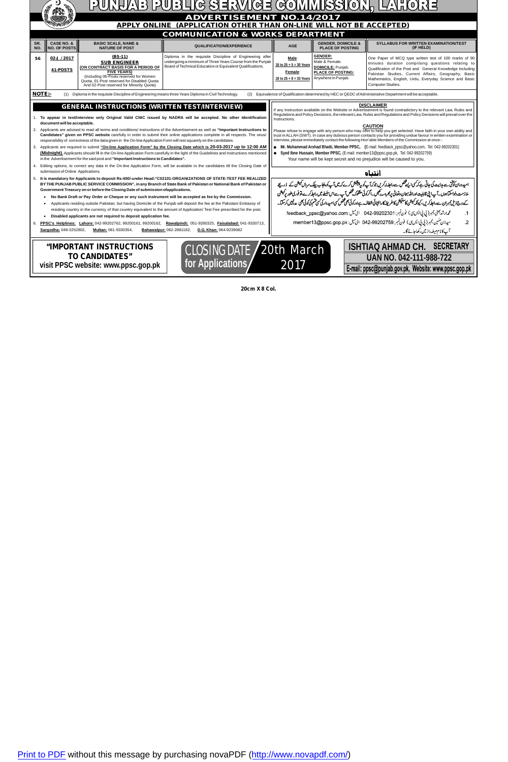# PUNJAB PUBLIC SERVICE COMMISSION, LAHORE

## ADVERTISEMENT NO.14/2017

**APPLY ONLINE (APPLICATION OTHER THAN ON-LINE WILL NOT BE ACCEPTED)**

### COMMUNICATION & WORKS DEPARTMENT

| SR. NO. | CASE NO. & NO. OF POSTS | BASIC SCALE, NAME & NATURE OF POST | QUALIFICATION/EXPERIENCE | AGE | GENDER, DOMICILE & PLACE OF POSTING | SYLLABUS FOR WRITTEN EXAMINATION/TEST (IF HELD) |
|---|---|---|---|---|---|---|
| 56 | 02-J / 2017<br>41-POSTS | (BS-11)<br>**SUB ENGINEER**<br>(ON CONTRACT BASIS FOR A PERIOD OF FIVE YEARS)<br>(Including 06-Posts reserved for Women Quota, 01-Post reserved for Disabled Quota And 02-Post reserved for Minority Quota) | Diploma in the requisite Discipline of Engineering after undergoing a minimum of Three Years Course from the Punjab Board of Technical Education or Equivalent Qualifications. | **Male**:<br>18 to 25 + 5 = 30 Years<br>**Female**:<br>18 to 25 + 8 = 33 Years | **GENDER:**<br>Male & Female.<br>**DOMICILE:** Punjab.<br>**PLACE OF POSTING:**<br>Anywhere in Punjab. | One Paper of MCQ type written test of 100 marks of 90 minutes duration comprising questions relating to Qualification of the Post and General Knowledge including Pakistan Studies, Current Affairs, Geography, Basic Mathematics, English, Urdu, Everyday Science and Basic Computer Studies. |

**NOTE:-** (1) Diploma in the requisite Discipline of Engineering means three Years Diploma in Civil Technology. (2) Equivalence of Qualification determined by HEC or QEDC of Administrative Department will be acceptable.

### GENERAL INSTRUCTIONS (WRITTEN TEST/INTERVIEW)

1. **To appear in test/interview only Original Valid CNIC issued by NADRA will be accepted. No other Identification document will be acceptable.**
2. Applicants are advised to read all terms and conditions/ instructions of the Advertisement as well as **"Important Instructions to Candidates" given on PPSC website** carefully in order to submit their online applications complete in all respects. The onus/ responsibility of correctness of the data given in the On-line Application Form will rest squarely on the candidates.
3. Applicants are required to submit **"On-line Application Form" by the Closing Date which is 20-03-2017 up to 12:00 AM (Midnight).** Applicants should fill in the On-line Application Form carefully in the light of the Guidelines and Instructions mentioned in the Advertisement for the said post and **"Important Instructions to Candidates".**
4. Editing options, to correct any data in the On-line Application Form, will be available to the candidates till the Closing Date of submission of Online Applications.
5. **It is mandatory for Applicants to deposit Rs:400/-under Head:"C02101-ORGANIZATIONS OF STATE-TEST FEE REALIZED BY THE PUNJAB PUBLIC SERVICE COMMISSION", in any Branch of State Bank of Pakistan or National Bank of Pakistan or Government Treasury on or before the Closing Date of submission of applications.**
   - **No Bank Draft or Pay Order or Cheque or any such instrument will be accepted as fee by the Commission.**
   - Applicants residing outside Pakistan, but having Domicile of the Punjab will deposit the fee at the Pakistani Embassy of residing country in the currency of that country equivalent to the amount of Application/ Test Fee prescribed for the post.
   - **Disabled applicants are not required to deposit application fee.**
6. **PPSC's Helplines: Lahore:** 042-99202762, 99200161, 99200162, **Rawalpindi:** 051-9280325, **Faisalabad:** 041-9330713, **Sargodha:** 048-3252802, **Multan:** 061-9330354, **Bahawalpur:** 062-2881182, **D.G. Khan:** 064-9239082

**DISCLAIMER**

If any Instruction available on the Website or Advertisement is found contradictory to the relevant Law, Rules and Regulations and Policy Decisions, the relevant Law, Rules and Regulations and Policy Decisions will prevail over the Instructions.

**CAUTION**

Please refuse to engage with any person who may offer to help you get selected. Have faith in your own ability and trust in ALLAH (SWT). In case any dubious person contacts you for providing undue favour in written examination or interview, please immediately contact the following Hon'able Members of the Commission at once:-

- **Mr. Muhammad Arshad Bhatti, Member PPSC,** (E-mail: feedback_ppsc@yahoo.com, Tel: 042-99202301)
- **Syed Ibne Hussain, Member PPSC,** (E-mail: member13@ppsc.gop.pk, Tel: 042-99202759)

Your name will be kept secret and no prejudice will be caused to you.

**انتباہ**

امیدواران کو تنبیہ سے ہدایت کی جاتی ہے کہ کسی ایسے شخص سے رابطہ نہ کریں جو کہ آپ کو یہ پیشکش کرے کہ میں آپ کو پنجاب پبلک سروس کمیشن کے ذریعے ملازمت دلوا سکتا ہوں۔ آپ اپنی قابلیت اور اللہ سبحان وتعالیٰ پر بھروسہ رکھیں۔ اگر کوئی مشکوک شخص آپ سے اس سلسلے میں رابطہ کرے تو فوری طور پر کمیشن کے درج ذیل ممبران سے رابطہ کریں، کیونکہ کمیشن کا سلیکشن کا طریقہ کار انتہائی شفاف ہے اور کوئی بھی شخص کسی امیدوار کی کسی قسم کی کوئی بھی مدد نہیں کر سکتا۔

1. محمد ارشد بھٹی، ممبر (پی پی ایس سی) فون نمبر: 042-99202301 ای میل: feedback_ppsc@yahoo.com
2. سید ابن حسین، ممبر (پی پی ایس سی) فون نمبر: 042-99202759 ای میل: member13@ppsc.gop.pk

آپ کا نام صیغہ راز میں رکھا جائے گا۔

**"IMPORTANT INSTRUCTIONS TO CANDIDATES"**
**visit PPSC website: www.ppsc.gop.pk**

**CLOSING DATE for Applications 20th March 2017**

**ISHTIAQ AHMAD CH. SECRETARY**
**UAN NO. 042-111-988-722**
**E-mail: ppsc@punjab.gov.pk, Website: www.ppsc.gop.pk**

20cm X 8 Col.